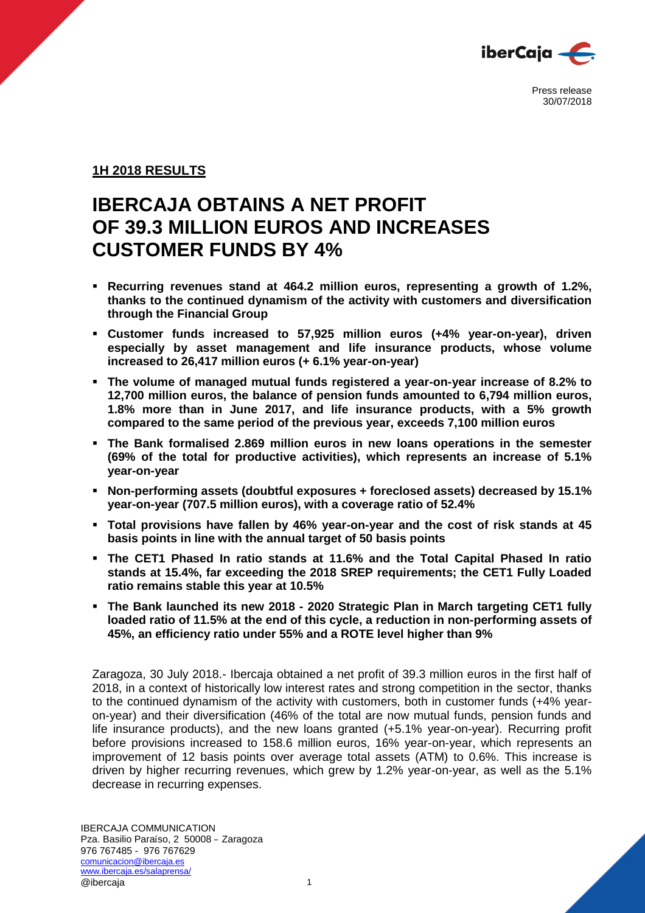Press release
30/07/2018

**1H 2018 RESULTS**

# IBERCAJA OBTAINS A NET PROFIT OF 39.3 MILLION EUROS AND INCREASES CUSTOMER FUNDS BY 4%

- **Recurring revenues stand at 464.2 million euros, representing a growth of 1.2%, thanks to the continued dynamism of the activity with customers and diversification through the Financial Group**
- **Customer funds increased to 57,925 million euros (+4% year-on-year), driven especially by asset management and life insurance products, whose volume increased to 26,417 million euros (+ 6.1% year-on-year)**
- **The volume of managed mutual funds registered a year-on-year increase of 8.2% to 12,700 million euros, the balance of pension funds amounted to 6,794 million euros, 1.8% more than in June 2017, and life insurance products, with a 5% growth compared to the same period of the previous year, exceeds 7,100 million euros**
- **The Bank formalised 2.869 million euros in new loans operations in the semester (69% of the total for productive activities), which represents an increase of 5.1% year-on-year**
- **Non-performing assets (doubtful exposures + foreclosed assets) decreased by 15.1% year-on-year (707.5 million euros), with a coverage ratio of 52.4%**
- **Total provisions have fallen by 46% year-on-year and the cost of risk stands at 45 basis points in line with the annual target of 50 basis points**
- **The CET1 Phased In ratio stands at 11.6% and the Total Capital Phased In ratio stands at 15.4%, far exceeding the 2018 SREP requirements; the CET1 Fully Loaded ratio remains stable this year at 10.5%**
- **The Bank launched its new 2018 - 2020 Strategic Plan in March targeting CET1 fully loaded ratio of 11.5% at the end of this cycle, a reduction in non-performing assets of 45%, an efficiency ratio under 55% and a ROTE level higher than 9%**

Zaragoza, 30 July 2018.- Ibercaja obtained a net profit of 39.3 million euros in the first half of 2018, in a context of historically low interest rates and strong competition in the sector, thanks to the continued dynamism of the activity with customers, both in customer funds (+4% year-on-year) and their diversification (46% of the total are now mutual funds, pension funds and life insurance products), and the new loans granted (+5.1% year-on-year). Recurring profit before provisions increased to 158.6 million euros, 16% year-on-year, which represents an improvement of 12 basis points over average total assets (ATM) to 0.6%. This increase is driven by higher recurring revenues, which grew by 1.2% year-on-year, as well as the 5.1% decrease in recurring expenses.

IBERCAJA COMMUNICATION
Pza. Basilio Paraíso, 2 50008 – Zaragoza
976 767485 - 976 767629
comunicacion@ibercaja.es
www.ibercaja.es/salaprensa/
@ibercaja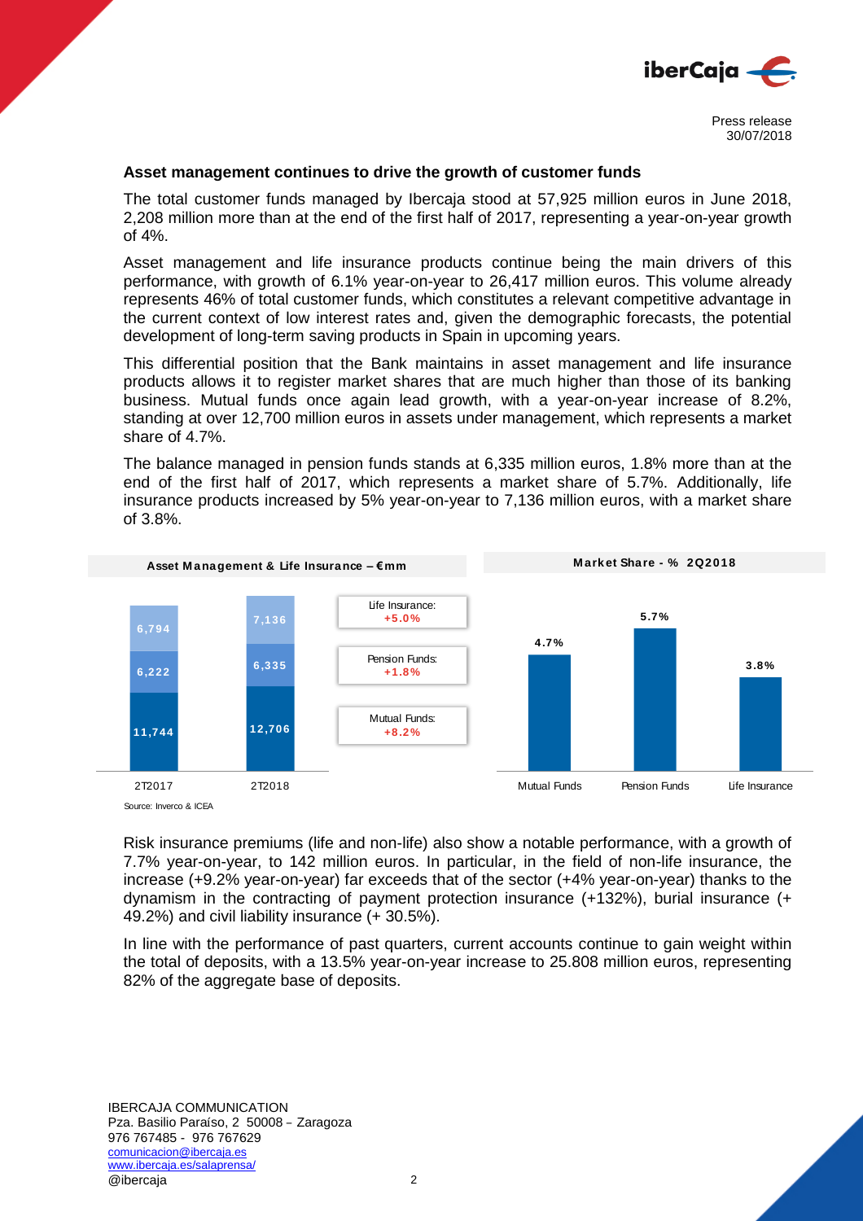**Asset management continues to drive the growth of customer funds**

The total customer funds managed by Ibercaja stood at 57,925 million euros in June 2018, 2,208 million more than at the end of the first half of 2017, representing a year-on-year growth of 4%.

Asset management and life insurance products continue being the main drivers of this performance, with growth of 6.1% year-on-year to 26,417 million euros. This volume already represents 46% of total customer funds, which constitutes a relevant competitive advantage in the current context of low interest rates and, given the demographic forecasts, the potential development of long-term saving products in Spain in upcoming years.

This differential position that the Bank maintains in asset management and life insurance products allows it to register market shares that are much higher than those of its banking business. Mutual funds once again lead growth, with a year-on-year increase of 8.2%, standing at over 12,700 million euros in assets under management, which represents a market share of 4.7%.

The balance managed in pension funds stands at 6,335 million euros, 1.8% more than at the end of the first half of 2017, which represents a market share of 5.7%. Additionally, life insurance products increased by 5% year-on-year to 7,136 million euros, with a market share of 3.8%.

**Asset Management & Life Insurance – €mm**

| | 2T2017 | 2T2018 | Change |
|---|---|---|---|
| Life Insurance | 6,794 | 7,136 | +5.0% |
| Pension Funds | 6,222 | 6,335 | +1.8% |
| Mutual Funds | 11,744 | 12,706 | +8.2% |

**Market Share - % 2Q2018**

| Mutual Funds | Pension Funds | Life Insurance |
|---|---|---|
| 4.7% | 5.7% | 3.8% |

Source: Inverco & ICEA

Risk insurance premiums (life and non-life) also show a notable performance, with a growth of 7.7% year-on-year, to 142 million euros. In particular, in the field of non-life insurance, the increase (+9.2% year-on-year) far exceeds that of the sector (+4% year-on-year) thanks to the dynamism in the contracting of payment protection insurance (+132%), burial insurance (+ 49.2%) and civil liability insurance (+ 30.5%).

In line with the performance of past quarters, current accounts continue to gain weight within the total of deposits, with a 13.5% year-on-year increase to 25.808 million euros, representing 82% of the aggregate base of deposits.

IBERCAJA COMMUNICATION
Pza. Basilio Paraíso, 2 50008 – Zaragoza
976 767485 - 976 767629
comunicacion@ibercaja.es
www.ibercaja.es/salaprensa/
@ibercaja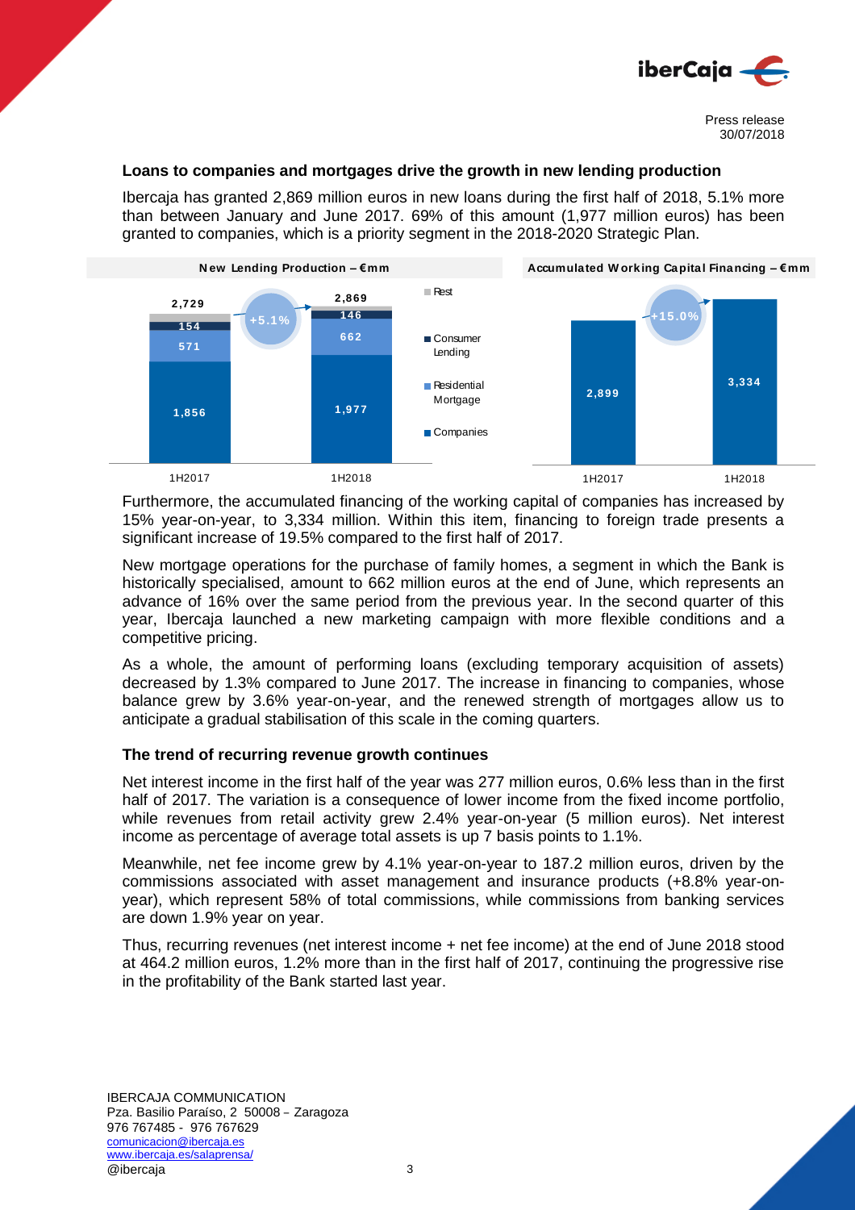### Loans to companies and mortgages drive the growth in new lending production

Ibercaja has granted 2,869 million euros in new loans during the first half of 2018, 5.1% more than between January and June 2017. 69% of this amount (1,977 million euros) has been granted to companies, which is a priority segment in the 2018-2020 Strategic Plan.

**New Lending Production – €mm**

| | 1H2017 | 1H2018 |
|---|---|---|
| Companies | 1,856 | 1,977 |
| Residential Mortgage | 571 | 662 |
| Consumer Lending | 154 | 146 |
| Total | 2,729 | 2,869 |

+5.1%

**Accumulated Working Capital Financing – €mm**

| 1H2017 | 1H2018 |
|---|---|
| 2,899 | 3,334 |

+15.0%

Furthermore, the accumulated financing of the working capital of companies has increased by 15% year-on-year, to 3,334 million. Within this item, financing to foreign trade presents a significant increase of 19.5% compared to the first half of 2017.

New mortgage operations for the purchase of family homes, a segment in which the Bank is historically specialised, amount to 662 million euros at the end of June, which represents an advance of 16% over the same period from the previous year. In the second quarter of this year, Ibercaja launched a new marketing campaign with more flexible conditions and a competitive pricing.

As a whole, the amount of performing loans (excluding temporary acquisition of assets) decreased by 1.3% compared to June 2017. The increase in financing to companies, whose balance grew by 3.6% year-on-year, and the renewed strength of mortgages allow us to anticipate a gradual stabilisation of this scale in the coming quarters.

### The trend of recurring revenue growth continues

Net interest income in the first half of the year was 277 million euros, 0.6% less than in the first half of 2017. The variation is a consequence of lower income from the fixed income portfolio, while revenues from retail activity grew 2.4% year-on-year (5 million euros). Net interest income as percentage of average total assets is up 7 basis points to 1.1%.

Meanwhile, net fee income grew by 4.1% year-on-year to 187.2 million euros, driven by the commissions associated with asset management and insurance products (+8.8% year-on-year), which represent 58% of total commissions, while commissions from banking services are down 1.9% year on year.

Thus, recurring revenues (net interest income + net fee income) at the end of June 2018 stood at 464.2 million euros, 1.2% more than in the first half of 2017, continuing the progressive rise in the profitability of the Bank started last year.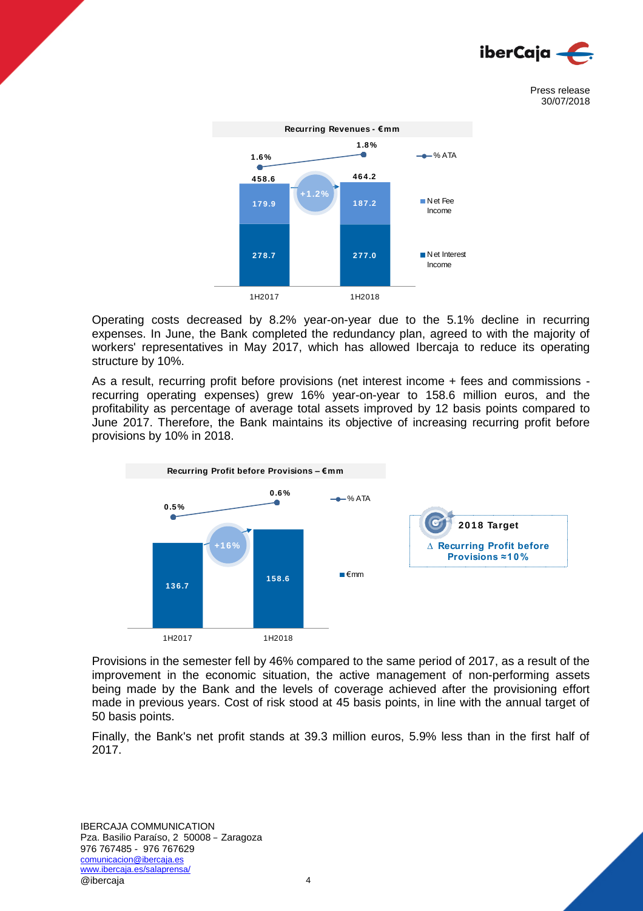**Recurring Revenues - €mm**

| | 1H2017 | 1H2018 |
|---|---|---|
| Net Interest Income | 278.7 | 277.0 |
| Net Fee Income | 179.9 | 187.2 |
| Total | 458.6 | 464.2 |
| % ATA | 1.6% | 1.8% |

+1.2%

Operating costs decreased by 8.2% year-on-year due to the 5.1% decline in recurring expenses. In June, the Bank completed the redundancy plan, agreed to with the majority of workers' representatives in May 2017, which has allowed Ibercaja to reduce its operating structure by 10%.

As a result, recurring profit before provisions (net interest income + fees and commissions - recurring operating expenses) grew 16% year-on-year to 158.6 million euros, and the profitability as percentage of average total assets improved by 12 basis points compared to June 2017. Therefore, the Bank maintains its objective of increasing recurring profit before provisions by 10% in 2018.

**Recurring Profit before Provisions – €mm**

| | 1H2017 | 1H2018 |
|---|---|---|
| €mm | 136.7 | 158.6 |
| % ATA | 0.5% | 0.6% |

+16%

**2018 Target**
**∆ Recurring Profit before Provisions ≈10%**

Provisions in the semester fell by 46% compared to the same period of 2017, as a result of the improvement in the economic situation, the active management of non-performing assets being made by the Bank and the levels of coverage achieved after the provisioning effort made in previous years. Cost of risk stood at 45 basis points, in line with the annual target of 50 basis points.

Finally, the Bank's net profit stands at 39.3 million euros, 5.9% less than in the first half of 2017.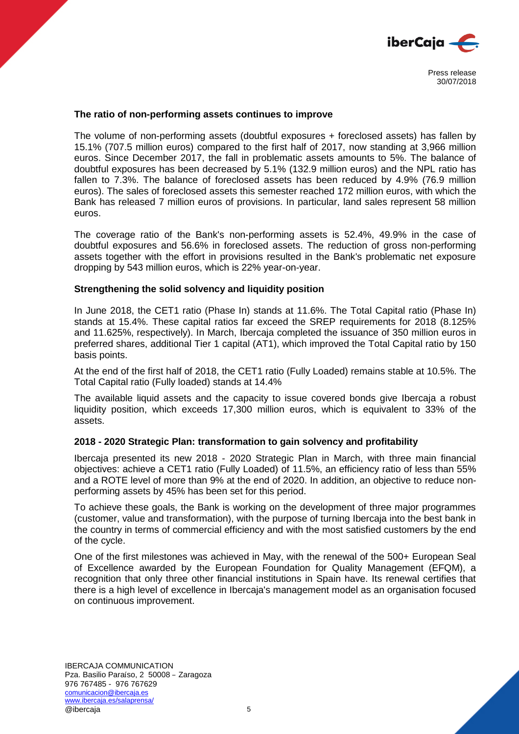### The ratio of non-performing assets continues to improve

The volume of non-performing assets (doubtful exposures + foreclosed assets) has fallen by 15.1% (707.5 million euros) compared to the first half of 2017, now standing at 3,966 million euros. Since December 2017, the fall in problematic assets amounts to 5%. The balance of doubtful exposures has been decreased by 5.1% (132.9 million euros) and the NPL ratio has fallen to 7.3%. The balance of foreclosed assets has been reduced by 4.9% (76.9 million euros). The sales of foreclosed assets this semester reached 172 million euros, with which the Bank has released 7 million euros of provisions. In particular, land sales represent 58 million euros.

The coverage ratio of the Bank's non-performing assets is 52.4%, 49.9% in the case of doubtful exposures and 56.6% in foreclosed assets. The reduction of gross non-performing assets together with the effort in provisions resulted in the Bank's problematic net exposure dropping by 543 million euros, which is 22% year-on-year.

### Strengthening the solid solvency and liquidity position

In June 2018, the CET1 ratio (Phase In) stands at 11.6%. The Total Capital ratio (Phase In) stands at 15.4%. These capital ratios far exceed the SREP requirements for 2018 (8.125% and 11.625%, respectively). In March, Ibercaja completed the issuance of 350 million euros in preferred shares, additional Tier 1 capital (AT1), which improved the Total Capital ratio by 150 basis points.

At the end of the first half of 2018, the CET1 ratio (Fully Loaded) remains stable at 10.5%. The Total Capital ratio (Fully loaded) stands at 14.4%

The available liquid assets and the capacity to issue covered bonds give Ibercaja a robust liquidity position, which exceeds 17,300 million euros, which is equivalent to 33% of the assets.

### 2018 - 2020 Strategic Plan: transformation to gain solvency and profitability

Ibercaja presented its new 2018 - 2020 Strategic Plan in March, with three main financial objectives: achieve a CET1 ratio (Fully Loaded) of 11.5%, an efficiency ratio of less than 55% and a ROTE level of more than 9% at the end of 2020. In addition, an objective to reduce non-performing assets by 45% has been set for this period.

To achieve these goals, the Bank is working on the development of three major programmes (customer, value and transformation), with the purpose of turning Ibercaja into the best bank in the country in terms of commercial efficiency and with the most satisfied customers by the end of the cycle.

One of the first milestones was achieved in May, with the renewal of the 500+ European Seal of Excellence awarded by the European Foundation for Quality Management (EFQM), a recognition that only three other financial institutions in Spain have. Its renewal certifies that there is a high level of excellence in Ibercaja's management model as an organisation focused on continuous improvement.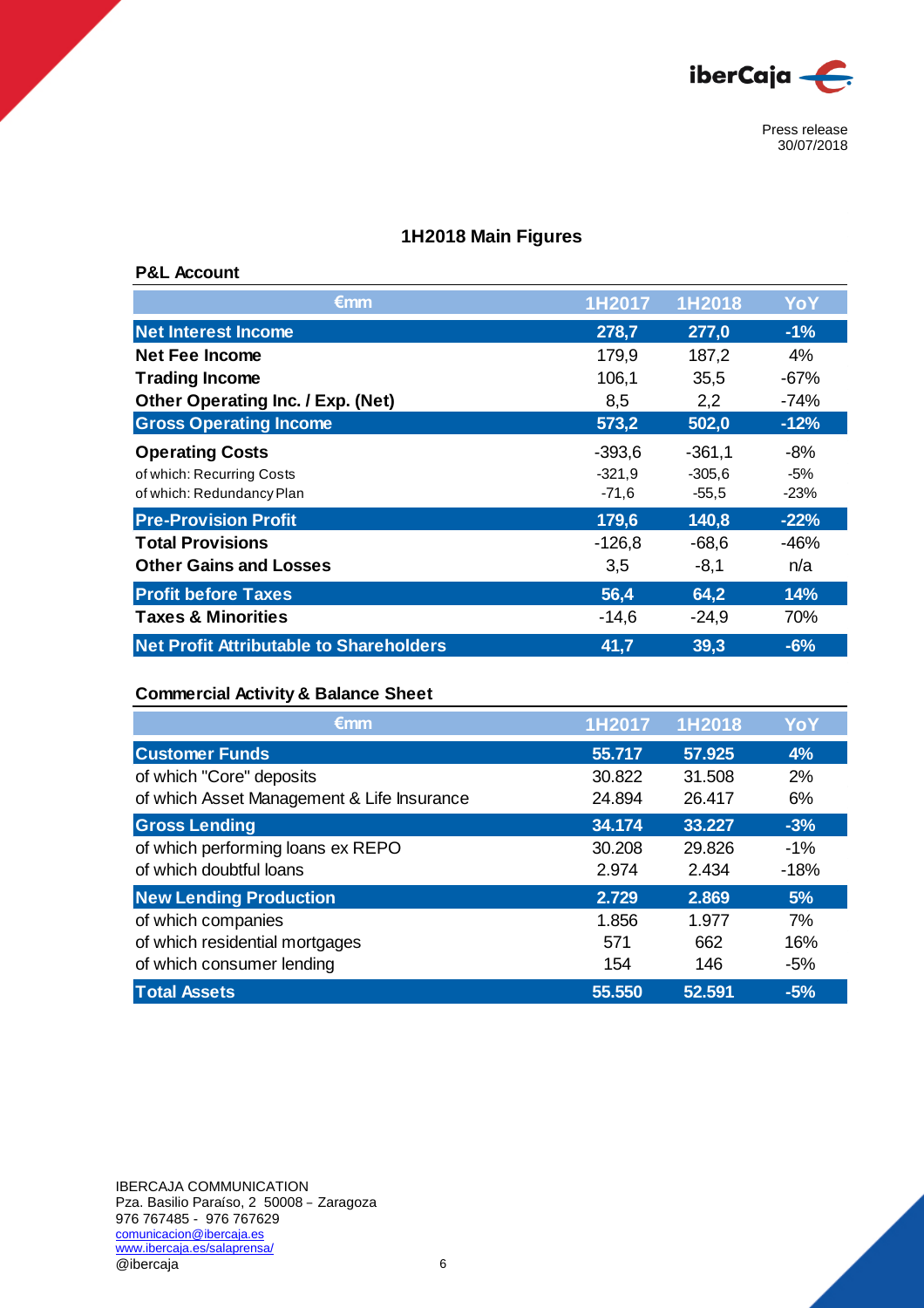Press release
30/07/2018

# 1H2018 Main Figures

**P&L Account**

| €mm | 1H2017 | 1H2018 | YoY |
|---|---|---|---|
| **Net Interest Income** | **278,7** | **277,0** | **-1%** |
| **Net Fee Income** | 179,9 | 187,2 | 4% |
| **Trading Income** | 106,1 | 35,5 | -67% |
| **Other Operating Inc. / Exp. (Net)** | 8,5 | 2,2 | -74% |
| **Gross Operating Income** | **573,2** | **502,0** | **-12%** |
| **Operating Costs** | -393,6 | -361,1 | -8% |
| of which: Recurring Costs | -321,9 | -305,6 | -5% |
| of which: Redundancy Plan | -71,6 | -55,5 | -23% |
| **Pre-Provision Profit** | **179,6** | **140,8** | **-22%** |
| **Total Provisions** | -126,8 | -68,6 | -46% |
| **Other Gains and Losses** | 3,5 | -8,1 | n/a |
| **Profit before Taxes** | **56,4** | **64,2** | **14%** |
| **Taxes & Minorities** | -14,6 | -24,9 | 70% |
| **Net Profit Attributable to Shareholders** | **41,7** | **39,3** | **-6%** |

**Commercial Activity & Balance Sheet**

| €mm | 1H2017 | 1H2018 | YoY |
|---|---|---|---|
| **Customer Funds** | **55.717** | **57.925** | **4%** |
| of which "Core" deposits | 30.822 | 31.508 | 2% |
| of which Asset Management & Life Insurance | 24.894 | 26.417 | 6% |
| **Gross Lending** | **34.174** | **33.227** | **-3%** |
| of which performing loans ex REPO | 30.208 | 29.826 | -1% |
| of which doubtful loans | 2.974 | 2.434 | -18% |
| **New Lending Production** | **2.729** | **2.869** | **5%** |
| of which companies | 1.856 | 1.977 | 7% |
| of which residential mortgages | 571 | 662 | 16% |
| of which consumer lending | 154 | 146 | -5% |
| **Total Assets** | **55.550** | **52.591** | **-5%** |

IBERCAJA COMMUNICATION
Pza. Basilio Paraíso, 2 50008 – Zaragoza
976 767485 - 976 767629
comunicacion@ibercaja.es
www.ibercaja.es/salaprensa/
@ibercaja